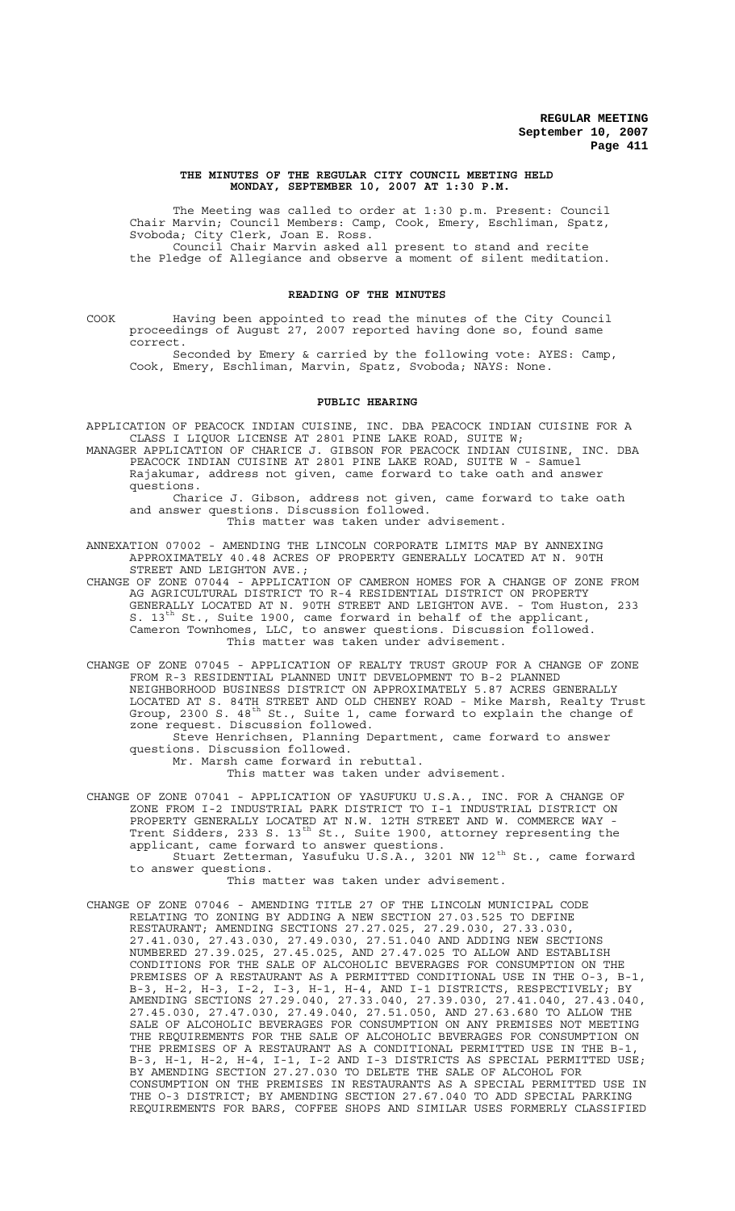**THE MINUTES OF THE REGULAR CITY COUNCIL MEETING HELD MONDAY, SEPTEMBER 10, 2007 AT 1:30 P.M.**

The Meeting was called to order at 1:30 p.m. Present: Council Chair Marvin; Council Members: Camp, Cook, Emery, Eschliman, Spatz, Svoboda; City Clerk, Joan E. Ross.

Council Chair Marvin asked all present to stand and recite the Pledge of Allegiance and observe a moment of silent meditation.

**READING OF THE MINUTES**

COOK Having been appointed to read the minutes of the City Council proceedings of August 27, 2007 reported having done so, found same correct.

Seconded by Emery & carried by the following vote: AYES: Camp, Cook, Emery, Eschliman, Marvin, Spatz, Svoboda; NAYS: None.

**PUBLIC HEARING**

APPLICATION OF PEACOCK INDIAN CUISINE, INC. DBA PEACOCK INDIAN CUISINE FOR A CLASS I LIQUOR LICENSE AT 2801 PINE LAKE ROAD, SUITE W;

MANAGER APPLICATION OF CHARICE J. GIBSON FOR PEACOCK INDIAN CUISINE, INC. DBA PEACOCK INDIAN CUISINE AT 2801 PINE LAKE ROAD, SUITE W - Samuel Rajakumar, address not given, came forward to take oath and answer questions.

Charice J. Gibson, address not given, came forward to take oath and answer questions. Discussion followed.

This matter was taken under advisement.

ANNEXATION 07002 - AMENDING THE LINCOLN CORPORATE LIMITS MAP BY ANNEXING APPROXIMATELY 40.48 ACRES OF PROPERTY GENERALLY LOCATED AT N. 90TH STREET AND LEIGHTON AVE.;

CHANGE OF ZONE 07044 - APPLICATION OF CAMERON HOMES FOR A CHANGE OF ZONE FROM AG AGRICULTURAL DISTRICT TO R-4 RESIDENTIAL DISTRICT ON PROPERTY GENERALLY LOCATED AT N. 90TH STREET AND LEIGHTON AVE. - Tom Huston, 233 S. 13th St., Suite 1900, came forward in behalf of the applicant, Cameron Townhomes, LLC, to answer questions. Discussion followed.

This matter was taken under advisement.

CHANGE OF ZONE 07045 - APPLICATION OF REALTY TRUST GROUP FOR A CHANGE OF ZONE FROM R-3 RESIDENTIAL PLANNED UNIT DEVELOPMENT TO B-2 PLANNED NEIGHBORHOOD BUSINESS DISTRICT ON APPROXIMATELY 5.87 ACRES GENERALLY LOCATED AT S. 84TH STREET AND OLD CHENEY ROAD - Mike Marsh, Realty Trust Group, 2300 S. 48th St., Suite 1, came forward to explain the change of zone request. Discussion followed.

Steve Henrichsen, Planning Department, came forward to answer questions. Discussion followed.

Mr. Marsh came forward in rebuttal.

This matter was taken under advisement.

CHANGE OF ZONE 07041 - APPLICATION OF YASUFUKU U.S.A., INC. FOR A CHANGE OF ZONE FROM I-2 INDUSTRIAL PARK DISTRICT TO I-1 INDUSTRIAL DISTRICT ON PROPERTY GENERALLY LOCATED AT N.W. 12TH STREET AND W. COMMERCE WAY - Trent Sidders, 233 S. 13th St., Suite 1900, attorney representing the applicant, came forward to answer questions.

Stuart Zetterman, Yasufuku U.S.A., 3201 NW 12th St., came forward to answer questions.

This matter was taken under advisement.

CHANGE OF ZONE 07046 - AMENDING TITLE 27 OF THE LINCOLN MUNICIPAL CODE RELATING TO ZONING BY ADDING A NEW SECTION 27.03.525 TO DEFINE RESTAURANT; AMENDING SECTIONS 27.27.025, 27.29.030, 27.33.030, 27.41.030, 27.43.030, 27.49.030, 27.51.040 AND ADDING NEW SECTIONS NUMBERED 27.39.025, 27.45.025, AND 27.47.025 TO ALLOW AND ESTABLISH CONDITIONS FOR THE SALE OF ALCOHOLIC BEVERAGES FOR CONSUMPTION ON THE PREMISES OF A RESTAURANT AS A PERMITTED CONDITIONAL USE IN THE O-3, B-1, B-3, H-2, H-3, I-2, I-3, H-1, H-4, AND I-1 DISTRICTS, RESPECTIVELY; BY AMENDING SECTIONS 27.29.040, 27.33.040, 27.39.030, 27.41.040, 27.43.040, 27.45.030, 27.47.030, 27.49.040, 27.51.050, AND 27.63.680 TO ALLOW THE SALE OF ALCOHOLIC BEVERAGES FOR CONSUMPTION ON ANY PREMISES NOT MEETING THE REQUIREMENTS FOR THE SALE OF ALCOHOLIC BEVERAGES FOR CONSUMPTION ON THE PREMISES OF A RESTAURANT AS A CONDITIONAL PERMITTED USE IN THE B-1, B-3, H-1, H-2, H-4, I-1, I-2 AND I-3 DISTRICTS AS SPECIAL PERMITTED USE; BY AMENDING SECTION 27.27.030 TO DELETE THE SALE OF ALCOHOL FOR CONSUMPTION ON THE PREMISES IN RESTAURANTS AS A SPECIAL PERMITTED USE IN THE O-3 DISTRICT; BY AMENDING SECTION 27.67.040 TO ADD SPECIAL PARKING REQUIREMENTS FOR BARS, COFFEE SHOPS AND SIMILAR USES FORMERLY CLASSIFIED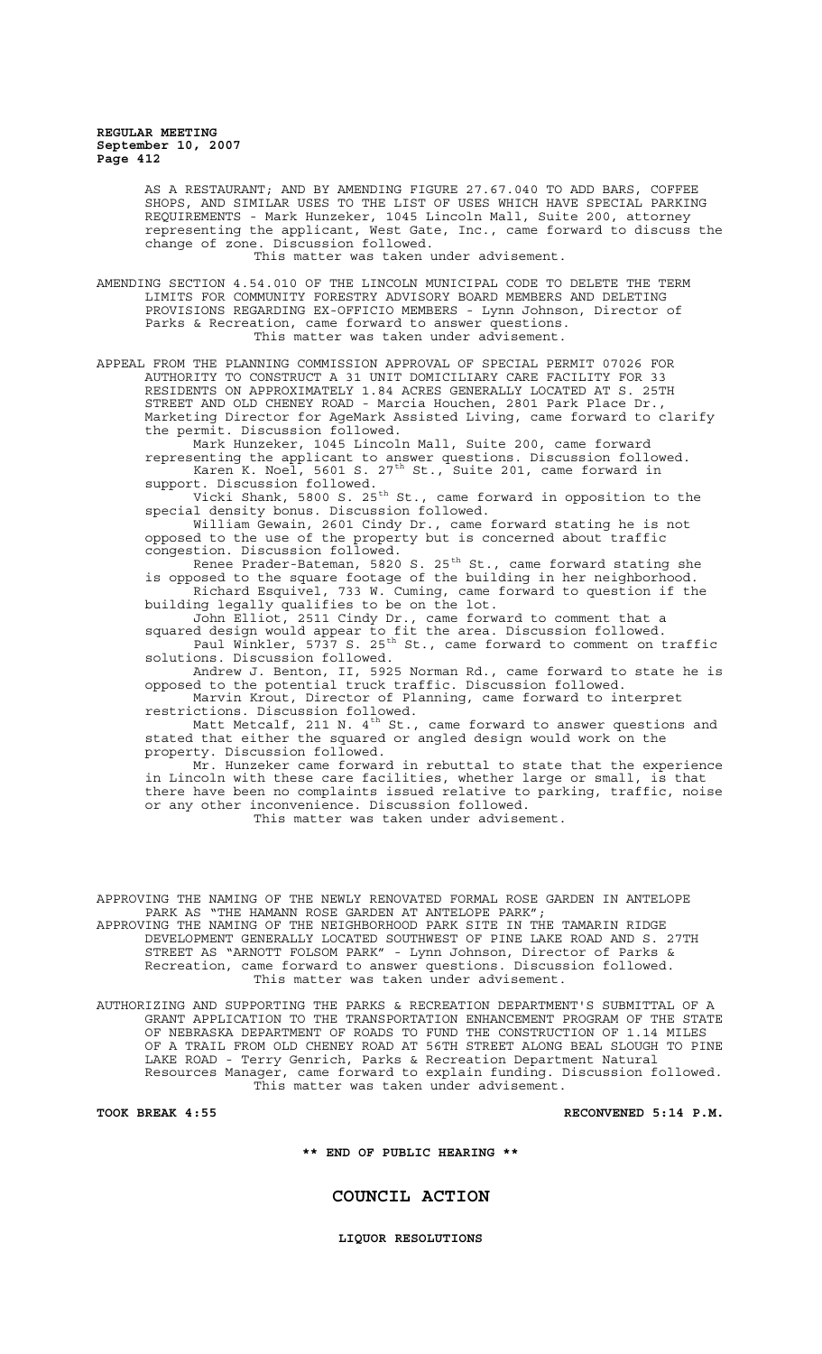AS A RESTAURANT; AND BY AMENDING FIGURE 27.67.040 TO ADD BARS, COFFEE SHOPS, AND SIMILAR USES TO THE LIST OF USES WHICH HAVE SPECIAL PARKING REQUIREMENTS - Mark Hunzeker, 1045 Lincoln Mall, Suite 200, attorney representing the applicant, West Gate, Inc., came forward to discuss the change of zone. Discussion followed.

This matter was taken under advisement.

AMENDING SECTION 4.54.010 OF THE LINCOLN MUNICIPAL CODE TO DELETE THE TERM LIMITS FOR COMMUNITY FORESTRY ADVISORY BOARD MEMBERS AND DELETING PROVISIONS REGARDING EX-OFFICIO MEMBERS - Lynn Johnson, Director of Parks & Recreation, came forward to answer questions.

This matter was taken under advisement.

APPEAL FROM THE PLANNING COMMISSION APPROVAL OF SPECIAL PERMIT 07026 FOR AUTHORITY TO CONSTRUCT A 31 UNIT DOMICILIARY CARE FACILITY FOR 33 RESIDENTS ON APPROXIMATELY 1.84 ACRES GENERALLY LOCATED AT S. 25TH STREET AND OLD CHENEY ROAD - Marcia Houchen, 2801 Park Place Dr., Marketing Director for AgeMark Assisted Living, came forward to clarify the permit. Discussion followed.

Mark Hunzeker, 1045 Lincoln Mall, Suite 200, came forward representing the applicant to answer questions. Discussion followed.

Karen K. Noel, 5601 S. 27th St., Suite 201, came forward in support. Discussion followed.

Vicki Shank, 5800 S. 25th St., came forward in opposition to the special density bonus. Discussion followed.

William Gewain, 2601 Cindy Dr., came forward stating he is not opposed to the use of the property but is concerned about traffic congestion. Discussion followed.

Renee Prader-Bateman, 5820 S. 25th St., came forward stating she is opposed to the square footage of the building in her neighborhood.

Richard Esquivel, 733 W. Cuming, came forward to question if the building legally qualifies to be on the lot.

John Elliot, 2511 Cindy Dr., came forward to comment that a squared design would appear to fit the area. Discussion followed.

Paul Winkler, 5737 S. 25th St., came forward to comment on traffic solutions. Discussion followed.

Andrew J. Benton, II, 5925 Norman Rd., came forward to state he is opposed to the potential truck traffic. Discussion followed.

Marvin Krout, Director of Planning, came forward to interpret restrictions. Discussion followed.

Matt Metcalf, 211 N. 4th St., came forward to answer questions and stated that either the squared or angled design would work on the property. Discussion followed.

Mr. Hunzeker came forward in rebuttal to state that the experience in Lincoln with these care facilities, whether large or small, is that there have been no complaints issued relative to parking, traffic, noise or any other inconvenience. Discussion followed.

This matter was taken under advisement.

APPROVING THE NAMING OF THE NEWLY RENOVATED FORMAL ROSE GARDEN IN ANTELOPE PARK AS "THE HAMANN ROSE GARDEN AT ANTELOPE PARK";

APPROVING THE NAMING OF THE NEIGHBORHOOD PARK SITE IN THE TAMARIN RIDGE DEVELOPMENT GENERALLY LOCATED SOUTHWEST OF PINE LAKE ROAD AND S. 27TH STREET AS "ARNOTT FOLSOM PARK" - Lynn Johnson, Director of Parks & Recreation, came forward to answer questions. Discussion followed.

This matter was taken under advisement.

AUTHORIZING AND SUPPORTING THE PARKS & RECREATION DEPARTMENT'S SUBMITTAL OF A GRANT APPLICATION TO THE TRANSPORTATION ENHANCEMENT PROGRAM OF THE STATE OF NEBRASKA DEPARTMENT OF ROADS TO FUND THE CONSTRUCTION OF 1.14 MILES OF A TRAIL FROM OLD CHENEY ROAD AT 56TH STREET ALONG BEAL SLOUGH TO PINE LAKE ROAD - Terry Genrich, Parks & Recreation Department Natural Resources Manager, came forward to explain funding. Discussion followed.

This matter was taken under advisement.

**TOOK BREAK 4:55** **RECONVENED 5:14 P.M.**

**\*\* END OF PUBLIC HEARING \*\***

## COUNCIL ACTION

### LIQUOR RESOLUTIONS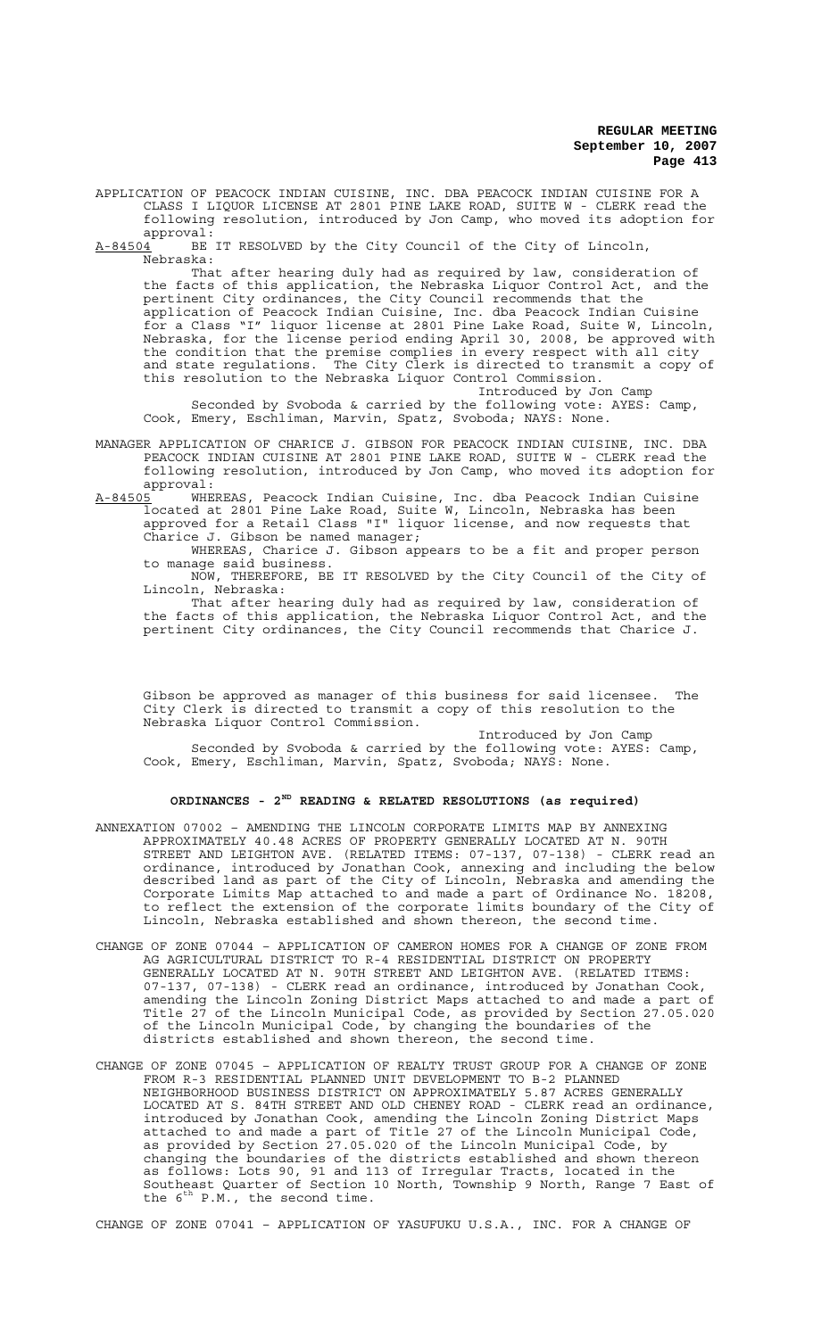APPLICATION OF PEACOCK INDIAN CUISINE, INC. DBA PEACOCK INDIAN CUISINE FOR A CLASS I LIQUOR LICENSE AT 2801 PINE LAKE ROAD, SUITE W - CLERK read the following resolution, introduced by Jon Camp, who moved its adoption for approval:

A-84504 BE IT RESOLVED by the City Council of the City of Lincoln, Nebraska:

That after hearing duly had as required by law, consideration of the facts of this application, the Nebraska Liquor Control Act, and the pertinent City ordinances, the City Council recommends that the application of Peacock Indian Cuisine, Inc. dba Peacock Indian Cuisine for a Class "I" liquor license at 2801 Pine Lake Road, Suite W, Lincoln, Nebraska, for the license period ending April 30, 2008, be approved with the condition that the premise complies in every respect with all city and state regulations. The City Clerk is directed to transmit a copy of this resolution to the Nebraska Liquor Control Commission.

Introduced by Jon Camp

Seconded by Svoboda & carried by the following vote: AYES: Camp, Cook, Emery, Eschliman, Marvin, Spatz, Svoboda; NAYS: None.

MANAGER APPLICATION OF CHARICE J. GIBSON FOR PEACOCK INDIAN CUISINE, INC. DBA PEACOCK INDIAN CUISINE AT 2801 PINE LAKE ROAD, SUITE W - CLERK read the following resolution, introduced by Jon Camp, who moved its adoption for approval:

A-84505 WHEREAS, Peacock Indian Cuisine, Inc. dba Peacock Indian Cuisine located at 2801 Pine Lake Road, Suite W, Lincoln, Nebraska has been approved for a Retail Class "I" liquor license, and now requests that Charice J. Gibson be named manager;

WHEREAS, Charice J. Gibson appears to be a fit and proper person to manage said business.

NOW, THEREFORE, BE IT RESOLVED by the City Council of the City of Lincoln, Nebraska:

That after hearing duly had as required by law, consideration of the facts of this application, the Nebraska Liquor Control Act, and the pertinent City ordinances, the City Council recommends that Charice J. Gibson be approved as manager of this business for said licensee. The City Clerk is directed to transmit a copy of this resolution to the Nebraska Liquor Control Commission.

Introduced by Jon Camp

Seconded by Svoboda & carried by the following vote: AYES: Camp, Cook, Emery, Eschliman, Marvin, Spatz, Svoboda; NAYS: None.

## ORDINANCES - 2ND READING & RELATED RESOLUTIONS (as required)

ANNEXATION 07002 – AMENDING THE LINCOLN CORPORATE LIMITS MAP BY ANNEXING APPROXIMATELY 40.48 ACRES OF PROPERTY GENERALLY LOCATED AT N. 90TH STREET AND LEIGHTON AVE. (RELATED ITEMS: 07-137, 07-138) - CLERK read an ordinance, introduced by Jonathan Cook, annexing and including the below described land as part of the City of Lincoln, Nebraska and amending the Corporate Limits Map attached to and made a part of Ordinance No. 18208, to reflect the extension of the corporate limits boundary of the City of Lincoln, Nebraska established and shown thereon, the second time.

CHANGE OF ZONE 07044 – APPLICATION OF CAMERON HOMES FOR A CHANGE OF ZONE FROM AG AGRICULTURAL DISTRICT TO R-4 RESIDENTIAL DISTRICT ON PROPERTY GENERALLY LOCATED AT N. 90TH STREET AND LEIGHTON AVE. (RELATED ITEMS: 07-137, 07-138) - CLERK read an ordinance, introduced by Jonathan Cook, amending the Lincoln Zoning District Maps attached to and made a part of Title 27 of the Lincoln Municipal Code, as provided by Section 27.05.020 of the Lincoln Municipal Code, by changing the boundaries of the districts established and shown thereon, the second time.

CHANGE OF ZONE 07045 – APPLICATION OF REALTY TRUST GROUP FOR A CHANGE OF ZONE FROM R-3 RESIDENTIAL PLANNED UNIT DEVELOPMENT TO B-2 PLANNED NEIGHBORHOOD BUSINESS DISTRICT ON APPROXIMATELY 5.87 ACRES GENERALLY LOCATED AT S. 84TH STREET AND OLD CHENEY ROAD - CLERK read an ordinance, introduced by Jonathan Cook, amending the Lincoln Zoning District Maps attached to and made a part of Title 27 of the Lincoln Municipal Code, as provided by Section 27.05.020 of the Lincoln Municipal Code, by changing the boundaries of the districts established and shown thereon as follows: Lots 90, 91 and 113 of Irregular Tracts, located in the Southeast Quarter of Section 10 North, Township 9 North, Range 7 East of the 6th P.M., the second time.

CHANGE OF ZONE 07041 – APPLICATION OF YASUFUKU U.S.A., INC. FOR A CHANGE OF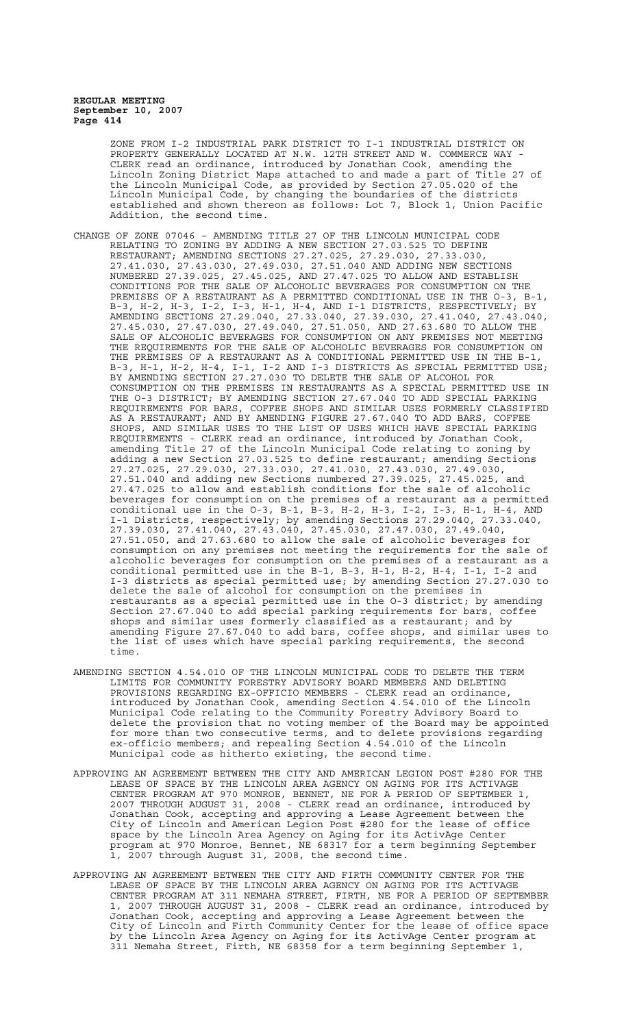ZONE FROM I-2 INDUSTRIAL PARK DISTRICT TO I-1 INDUSTRIAL DISTRICT ON PROPERTY GENERALLY LOCATED AT N.W. 12TH STREET AND W. COMMERCE WAY - CLERK read an ordinance, introduced by Jonathan Cook, amending the Lincoln Zoning District Maps attached to and made a part of Title 27 of the Lincoln Municipal Code, as provided by Section 27.05.020 of the Lincoln Municipal Code, by changing the boundaries of the districts established and shown thereon as follows: Lot 7, Block 1, Union Pacific Addition, the second time.

CHANGE OF ZONE 07046 – AMENDING TITLE 27 OF THE LINCOLN MUNICIPAL CODE RELATING TO ZONING BY ADDING A NEW SECTION 27.03.525 TO DEFINE RESTAURANT; AMENDING SECTIONS 27.27.025, 27.29.030, 27.33.030, 27.41.030, 27.43.030, 27.49.030, 27.51.040 AND ADDING NEW SECTIONS NUMBERED 27.39.025, 27.45.025, AND 27.47.025 TO ALLOW AND ESTABLISH CONDITIONS FOR THE SALE OF ALCOHOLIC BEVERAGES FOR CONSUMPTION ON THE PREMISES OF A RESTAURANT AS A PERMITTED CONDITIONAL USE IN THE O-3, B-1, B-3, H-2, H-3, I-2, I-3, H-1, H-4, AND I-1 DISTRICTS, RESPECTIVELY; BY AMENDING SECTIONS 27.29.040, 27.33.040, 27.39.030, 27.41.040, 27.43.040, 27.45.030, 27.47.030, 27.49.040, 27.51.050, AND 27.63.680 TO ALLOW THE SALE OF ALCOHOLIC BEVERAGES FOR CONSUMPTION ON ANY PREMISES NOT MEETING THE REQUIREMENTS FOR THE SALE OF ALCOHOLIC BEVERAGES FOR CONSUMPTION ON THE PREMISES OF A RESTAURANT AS A CONDITIONAL PERMITTED USE IN THE B-1, B-3, H-1, H-2, H-4, I-1, I-2 AND I-3 DISTRICTS AS SPECIAL PERMITTED USE; BY AMENDING SECTION 27.27.030 TO DELETE THE SALE OF ALCOHOL FOR CONSUMPTION ON THE PREMISES IN RESTAURANTS AS A SPECIAL PERMITTED USE IN THE O-3 DISTRICT; BY AMENDING SECTION 27.67.040 TO ADD SPECIAL PARKING REQUIREMENTS FOR BARS, COFFEE SHOPS AND SIMILAR USES FORMERLY CLASSIFIED AS A RESTAURANT; AND BY AMENDING FIGURE 27.67.040 TO ADD BARS, COFFEE SHOPS, AND SIMILAR USES TO THE LIST OF USES WHICH HAVE SPECIAL PARKING REQUIREMENTS - CLERK read an ordinance, introduced by Jonathan Cook, amending Title 27 of the Lincoln Municipal Code relating to zoning by adding a new Section 27.03.525 to define restaurant; amending Sections 27.27.025, 27.29.030, 27.33.030, 27.41.030, 27.43.030, 27.49.030, 27.51.040 and adding new Sections numbered 27.39.025, 27.45.025, and 27.47.025 to allow and establish conditions for the sale of alcoholic beverages for consumption on the premises of a restaurant as a permitted conditional use in the O-3, B-1, B-3, H-2, H-3, I-2, I-3, H-1, H-4, AND I-1 Districts, respectively; by amending Sections 27.29.040, 27.33.040, 27.39.030, 27.41.040, 27.43.040, 27.45.030, 27.47.030, 27.49.040, 27.51.050, and 27.63.680 to allow the sale of alcoholic beverages for consumption on any premises not meeting the requirements for the sale of alcoholic beverages for consumption on the premises of a restaurant as a conditional permitted use in the B-1, B-3, H-1, H-2, H-4, I-1, I-2 and I-3 districts as special permitted use; by amending Section 27.27.030 to delete the sale of alcohol for consumption on the premises in restaurants as a special permitted use in the O-3 district; by amending Section 27.67.040 to add special parking requirements for bars, coffee shops and similar uses formerly classified as a restaurant; and by amending Figure 27.67.040 to add bars, coffee shops, and similar uses to the list of uses which have special parking requirements, the second time.

AMENDING SECTION 4.54.010 OF THE LINCOLN MUNICIPAL CODE TO DELETE THE TERM LIMITS FOR COMMUNITY FORESTRY ADVISORY BOARD MEMBERS AND DELETING PROVISIONS REGARDING EX-OFFICIO MEMBERS - CLERK read an ordinance, introduced by Jonathan Cook, amending Section 4.54.010 of the Lincoln Municipal Code relating to the Community Forestry Advisory Board to delete the provision that no voting member of the Board may be appointed for more than two consecutive terms, and to delete provisions regarding ex-officio members; and repealing Section 4.54.010 of the Lincoln Municipal code as hitherto existing, the second time.

APPROVING AN AGREEMENT BETWEEN THE CITY AND AMERICAN LEGION POST #280 FOR THE LEASE OF SPACE BY THE LINCOLN AREA AGENCY ON AGING FOR ITS ACTIVAGE CENTER PROGRAM AT 970 MONROE, BENNET, NE FOR A PERIOD OF SEPTEMBER 1, 2007 THROUGH AUGUST 31, 2008 - CLERK read an ordinance, introduced by Jonathan Cook, accepting and approving a Lease Agreement between the City of Lincoln and American Legion Post #280 for the lease of office space by the Lincoln Area Agency on Aging for its ActivAge Center program at 970 Monroe, Bennet, NE 68317 for a term beginning September 1, 2007 through August 31, 2008, the second time.

APPROVING AN AGREEMENT BETWEEN THE CITY AND FIRTH COMMUNITY CENTER FOR THE LEASE OF SPACE BY THE LINCOLN AREA AGENCY ON AGING FOR ITS ACTIVAGE CENTER PROGRAM AT 311 NEMAHA STREET, FIRTH, NE FOR A PERIOD OF SEPTEMBER 1, 2007 THROUGH AUGUST 31, 2008 - CLERK read an ordinance, introduced by Jonathan Cook, accepting and approving a Lease Agreement between the City of Lincoln and Firth Community Center for the lease of office space by the Lincoln Area Agency on Aging for its ActivAge Center program at 311 Nemaha Street, Firth, NE 68358 for a term beginning September 1,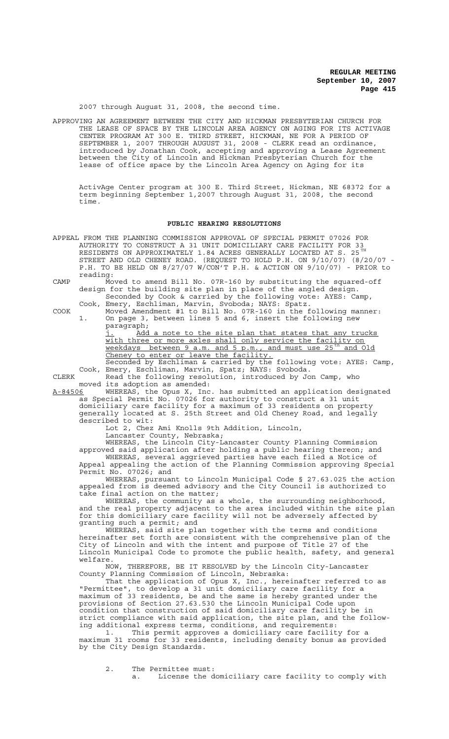2007 through August 31, 2008, the second time.

APPROVING AN AGREEMENT BETWEEN THE CITY AND HICKMAN PRESBYTERIAN CHURCH FOR THE LEASE OF SPACE BY THE LINCOLN AREA AGENCY ON AGING FOR ITS ACTIVAGE CENTER PROGRAM AT 300 E. THIRD STREET, HICKMAN, NE FOR A PERIOD OF SEPTEMBER 1, 2007 THROUGH AUGUST 31, 2008 - CLERK read an ordinance, introduced by Jonathan Cook, accepting and approving a Lease Agreement between the City of Lincoln and Hickman Presbyterian Church for the lease of office space by the Lincoln Area Agency on Aging for its ActivAge Center program at 300 E. Third Street, Hickman, NE 68372 for a term beginning September 1,2007 through August 31, 2008, the second time.

## PUBLIC HEARING RESOLUTIONS

APPEAL FROM THE PLANNING COMMISSION APPROVAL OF SPECIAL PERMIT 07026 FOR AUTHORITY TO CONSTRUCT A 31 UNIT DOMICILIARY CARE FACILITY FOR 33 RESIDENTS ON APPROXIMATELY 1.84 ACRES GENERALLY LOCATED AT S. 25TH STREET AND OLD CHENEY ROAD. (REQUEST TO HOLD P.H. ON 9/10/07) (8/20/07 - P.H. TO BE HELD ON 8/27/07 W/CON'T P.H. & ACTION ON 9/10/07) - PRIOR to reading:

CAMP Moved to amend Bill No. 07R-160 by substituting the squared-off design for the building site plan in place of the angled design.
Seconded by Cook & carried by the following vote: AYES: Camp, Cook, Emery, Eschliman, Marvin, Svoboda; NAYS: Spatz.

COOK Moved Amendment #1 to Bill No. 07R-160 in the following manner:
1. On page 3, between lines 5 and 6, insert the following new paragraph;
j. Add a note to the site plan that states that any trucks with three or more axles shall only service the facility on weekdays between 9 a.m. and 5 p.m., and must use 25th and Old Cheney to enter or leave the facility.
Seconded by Eschliman & carried by the following vote: AYES: Camp, Cook, Emery, Eschliman, Marvin, Spatz; NAYS: Svoboda.

CLERK Read the following resolution, introduced by Jon Camp, who moved its adoption as amended:

A-84506 WHEREAS, the Opus X, Inc. has submitted an application designated as Special Permit No. 07026 for authority to construct a 31 unit domiciliary care facility for a maximum of 33 residents on property generally located at S. 25th Street and Old Cheney Road, and legally described to wit:

Lot 2, Chez Ami Knolls 9th Addition, Lincoln,
Lancaster County, Nebraska;

WHEREAS, the Lincoln City-Lancaster County Planning Commission approved said application after holding a public hearing thereon; and

WHEREAS, several aggrieved parties have each filed a Notice of Appeal appealing the action of the Planning Commission approving Special Permit No. 07026; and

WHEREAS, pursuant to Lincoln Municipal Code § 27.63.025 the action appealed from is deemed advisory and the City Council is authorized to take final action on the matter;

WHEREAS, the community as a whole, the surrounding neighborhood, and the real property adjacent to the area included within the site plan for this domiciliary care facility will not be adversely affected by granting such a permit; and

WHEREAS, said site plan together with the terms and conditions hereinafter set forth are consistent with the comprehensive plan of the City of Lincoln and with the intent and purpose of Title 27 of the Lincoln Municipal Code to promote the public health, safety, and general welfare.

NOW, THEREFORE, BE IT RESOLVED by the Lincoln City-Lancaster County Planning Commission of Lincoln, Nebraska:

That the application of Opus X, Inc., hereinafter referred to as "Permittee", to develop a 31 unit domiciliary care facility for a maximum of 33 residents, be and the same is hereby granted under the provisions of Section 27.63.530 the Lincoln Municipal Code upon condition that construction of said domiciliary care facility be in strict compliance with said application, the site plan, and the following additional express terms, conditions, and requirements:

1. This permit approves a domiciliary care facility for a maximum 31 rooms for 33 residents, including density bonus as provided by the City Design Standards.

2. The Permittee must:
a. License the domiciliary care facility to comply with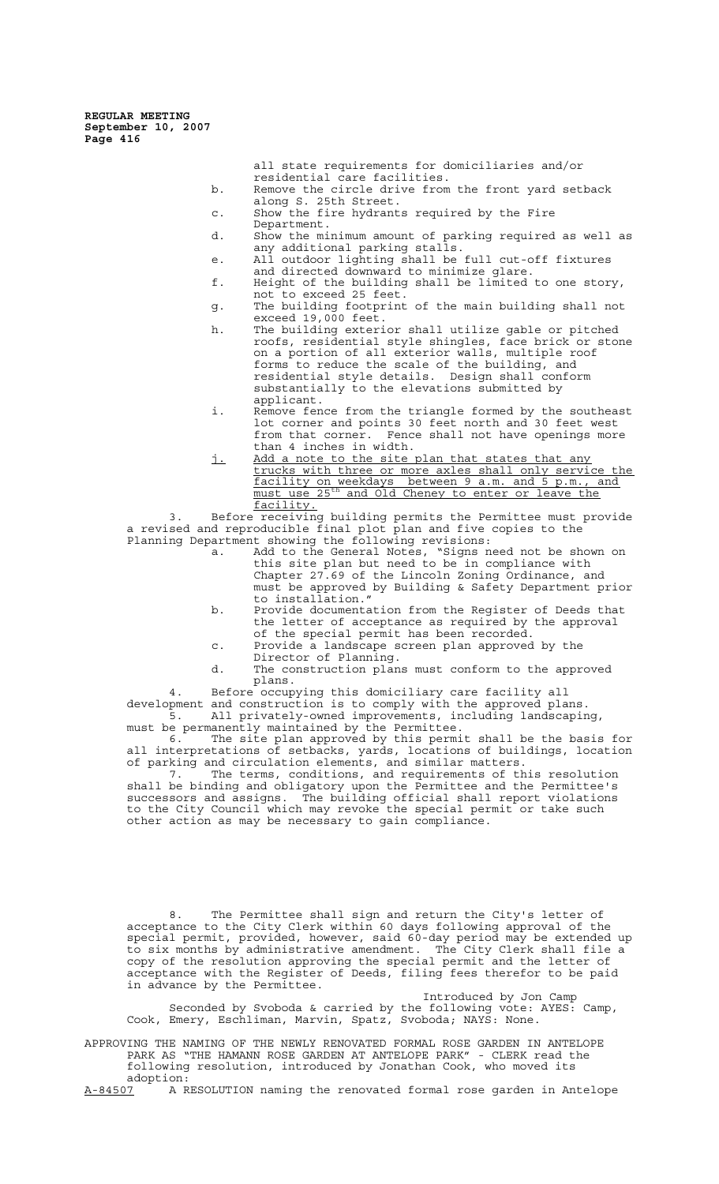all state requirements for domiciliaries and/or residential care facilities.

b. Remove the circle drive from the front yard setback along S. 25th Street.

c. Show the fire hydrants required by the Fire Department.

d. Show the minimum amount of parking required as well as any additional parking stalls.

e. All outdoor lighting shall be full cut-off fixtures and directed downward to minimize glare.

f. Height of the building shall be limited to one story, not to exceed 25 feet.

g. The building footprint of the main building shall not exceed 19,000 feet.

h. The building exterior shall utilize gable or pitched roofs, residential style shingles, face brick or stone on a portion of all exterior walls, multiple roof forms to reduce the scale of the building, and residential style details. Design shall conform substantially to the elevations submitted by applicant.

i. Remove fence from the triangle formed by the southeast lot corner and points 30 feet north and 30 feet west from that corner. Fence shall not have openings more than 4 inches in width.

j. Add a note to the site plan that states that any trucks with three or more axles shall only service the facility on weekdays between 9 a.m. and 5 p.m., and must use 25th and Old Cheney to enter or leave the facility.

3. Before receiving building permits the Permittee must provide a revised and reproducible final plot plan and five copies to the Planning Department showing the following revisions:

a. Add to the General Notes, "Signs need not be shown on this site plan but need to be in compliance with Chapter 27.69 of the Lincoln Zoning Ordinance, and must be approved by Building & Safety Department prior to installation."

b. Provide documentation from the Register of Deeds that the letter of acceptance as required by the approval of the special permit has been recorded.

c. Provide a landscape screen plan approved by the Director of Planning.

d. The construction plans must conform to the approved plans.

4. Before occupying this domiciliary care facility all development and construction is to comply with the approved plans.

5. All privately-owned improvements, including landscaping, must be permanently maintained by the Permittee.

6. The site plan approved by this permit shall be the basis for all interpretations of setbacks, yards, locations of buildings, location of parking and circulation elements, and similar matters.

7. The terms, conditions, and requirements of this resolution shall be binding and obligatory upon the Permittee and the Permittee's successors and assigns. The building official shall report violations to the City Council which may revoke the special permit or take such other action as may be necessary to gain compliance.

8. The Permittee shall sign and return the City's letter of acceptance to the City Clerk within 60 days following approval of the special permit, provided, however, said 60-day period may be extended up to six months by administrative amendment. The City Clerk shall file a copy of the resolution approving the special permit and the letter of acceptance with the Register of Deeds, filing fees therefor to be paid in advance by the Permittee.

Introduced by Jon Camp

Seconded by Svoboda & carried by the following vote: AYES: Camp, Cook, Emery, Eschliman, Marvin, Spatz, Svoboda; NAYS: None.

APPROVING THE NAMING OF THE NEWLY RENOVATED FORMAL ROSE GARDEN IN ANTELOPE PARK AS "THE HAMANN ROSE GARDEN AT ANTELOPE PARK" - CLERK read the following resolution, introduced by Jonathan Cook, who moved its adoption:

A-84507 A RESOLUTION naming the renovated formal rose garden in Antelope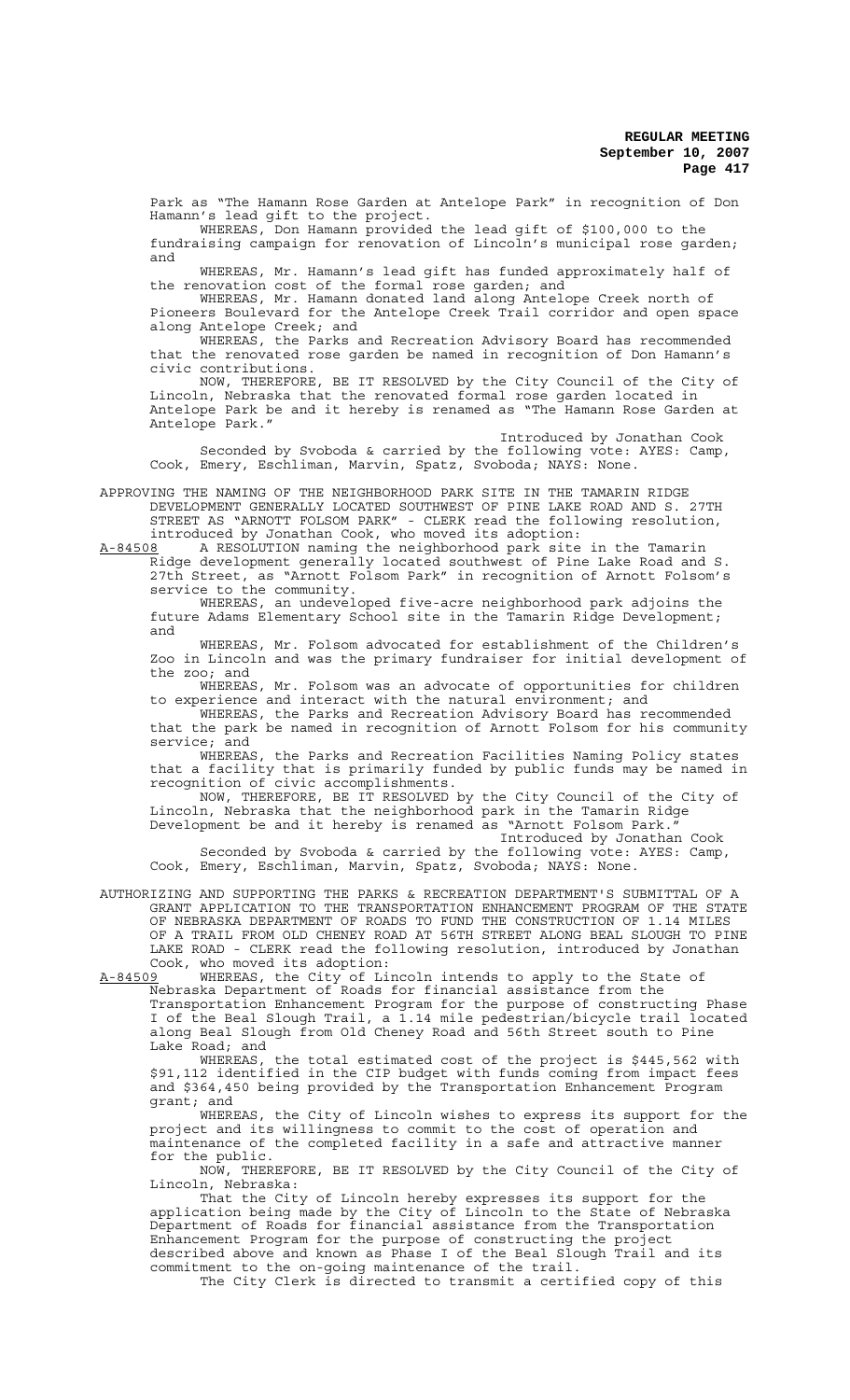Park as "The Hamann Rose Garden at Antelope Park" in recognition of Don Hamann's lead gift to the project.

WHEREAS, Don Hamann provided the lead gift of $100,000 to the fundraising campaign for renovation of Lincoln's municipal rose garden; and

WHEREAS, Mr. Hamann's lead gift has funded approximately half of the renovation cost of the formal rose garden; and

WHEREAS, Mr. Hamann donated land along Antelope Creek north of Pioneers Boulevard for the Antelope Creek Trail corridor and open space along Antelope Creek; and

WHEREAS, the Parks and Recreation Advisory Board has recommended that the renovated rose garden be named in recognition of Don Hamann's civic contributions.

NOW, THEREFORE, BE IT RESOLVED by the City Council of the City of Lincoln, Nebraska that the renovated formal rose garden located in Antelope Park be and it hereby is renamed as "The Hamann Rose Garden at Antelope Park."

Introduced by Jonathan Cook

Seconded by Svoboda & carried by the following vote: AYES: Camp, Cook, Emery, Eschliman, Marvin, Spatz, Svoboda; NAYS: None.

APPROVING THE NAMING OF THE NEIGHBORHOOD PARK SITE IN THE TAMARIN RIDGE DEVELOPMENT GENERALLY LOCATED SOUTHWEST OF PINE LAKE ROAD AND S. 27TH STREET AS "ARNOTT FOLSOM PARK" - CLERK read the following resolution, introduced by Jonathan Cook, who moved its adoption:

A-84508 A RESOLUTION naming the neighborhood park site in the Tamarin Ridge development generally located southwest of Pine Lake Road and S. 27th Street, as "Arnott Folsom Park" in recognition of Arnott Folsom's service to the community.

WHEREAS, an undeveloped five-acre neighborhood park adjoins the future Adams Elementary School site in the Tamarin Ridge Development; and

WHEREAS, Mr. Folsom advocated for establishment of the Children's Zoo in Lincoln and was the primary fundraiser for initial development of the zoo; and

WHEREAS, Mr. Folsom was an advocate of opportunities for children to experience and interact with the natural environment; and

WHEREAS, the Parks and Recreation Advisory Board has recommended that the park be named in recognition of Arnott Folsom for his community service; and

WHEREAS, the Parks and Recreation Facilities Naming Policy states that a facility that is primarily funded by public funds may be named in recognition of civic accomplishments.

NOW, THEREFORE, BE IT RESOLVED by the City Council of the City of Lincoln, Nebraska that the neighborhood park in the Tamarin Ridge Development be and it hereby is renamed as "Arnott Folsom Park."

Introduced by Jonathan Cook

Seconded by Svoboda & carried by the following vote: AYES: Camp, Cook, Emery, Eschliman, Marvin, Spatz, Svoboda; NAYS: None.

AUTHORIZING AND SUPPORTING THE PARKS & RECREATION DEPARTMENT'S SUBMITTAL OF A GRANT APPLICATION TO THE TRANSPORTATION ENHANCEMENT PROGRAM OF THE STATE OF NEBRASKA DEPARTMENT OF ROADS TO FUND THE CONSTRUCTION OF 1.14 MILES OF A TRAIL FROM OLD CHENEY ROAD AT 56TH STREET ALONG BEAL SLOUGH TO PINE LAKE ROAD - CLERK read the following resolution, introduced by Jonathan Cook, who moved its adoption:

A-84509 WHEREAS, the City of Lincoln intends to apply to the State of Nebraska Department of Roads for financial assistance from the Transportation Enhancement Program for the purpose of constructing Phase I of the Beal Slough Trail, a 1.14 mile pedestrian/bicycle trail located along Beal Slough from Old Cheney Road and 56th Street south to Pine Lake Road; and

WHEREAS, the total estimated cost of the project is $445,562 with $91,112 identified in the CIP budget with funds coming from impact fees and $364,450 being provided by the Transportation Enhancement Program grant; and

WHEREAS, the City of Lincoln wishes to express its support for the project and its willingness to commit to the cost of operation and maintenance of the completed facility in a safe and attractive manner for the public.

NOW, THEREFORE, BE IT RESOLVED by the City Council of the City of Lincoln, Nebraska:

That the City of Lincoln hereby expresses its support for the application being made by the City of Lincoln to the State of Nebraska Department of Roads for financial assistance from the Transportation Enhancement Program for the purpose of constructing the project described above and known as Phase I of the Beal Slough Trail and its commitment to the on-going maintenance of the trail.

The City Clerk is directed to transmit a certified copy of this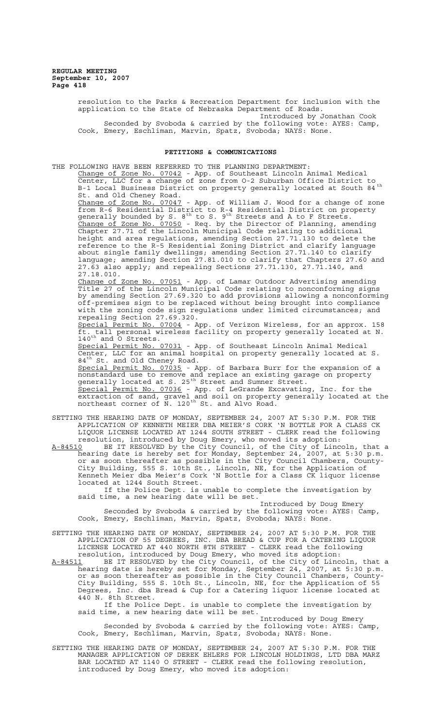resolution to the Parks & Recreation Department for inclusion with the application to the State of Nebraska Department of Roads.

Introduced by Jonathan Cook

Seconded by Svoboda & carried by the following vote: AYES: Camp, Cook, Emery, Eschliman, Marvin, Spatz, Svoboda; NAYS: None.

## PETITIONS & COMMUNICATIONS

THE FOLLOWING HAVE BEEN REFERRED TO THE PLANNING DEPARTMENT:

Change of Zone No. 07042 - App. of Southeast Lincoln Animal Medical Center, LLC for a change of zone from O-2 Suburban Office District to B-1 Local Business District on property generally located at South 84th St. and Old Cheney Road.

Change of Zone No. 07047 - App. of William J. Wood for a change of zone from R-6 Residential District to R-4 Residential District on property generally bounded by S. 8th to S. 9th Streets and A to F Streets.

Change of Zone No. 07050 - Req. by the Director of Planning, amending Chapter 27.71 of the Lincoln Municipal Code relating to additional height and area regulations, amending Section 27.71.130 to delete the reference to the R-5 Residential Zoning District and clarify language about single family dwellings; amending Section 27.71.140 to clarify language; amending Section 27.81.010 to clarify that Chapters 27.60 and 27.63 also apply; and repealing Sections 27.71.130, 27.71.140, and 27.18.010.

Change of Zone No. 07051 - App. of Lamar Outdoor Advertising amending Title 27 of the Lincoln Municipal Code relating to nonconforming signs by amending Section 27.69.320 to add provisions allowing a nonconforming off-premises sign to be replaced without being brought into compliance with the zoning code sign regulations under limited circumstances; and repealing Section 27.69.320.

Special Permit No. 07004 - App. of Verizon Wireless, for an approx. 158 ft. tall personal wireless facility on property generally located at N. 140th and O Streets.

Special Permit No. 07031 - App. of Southeast Lincoln Animal Medical Center, LLC for an animal hospital on property generally located at S. 84th St. and Old Cheney Road.

Special Permit No. 07035 - App. of Barbara Burr for the expansion of a nonstandard use to remove and replace an existing garage on property generally located at S. 25th Street and Sumner Street.

Special Permit No. 07036 - App. of LeGrande Excavating, Inc. for the extraction of sand, gravel and soil on property generally located at the northeast corner of N. 120th St. and Alvo Road.

SETTING THE HEARING DATE OF MONDAY, SEPTEMBER 24, 2007 AT 5:30 P.M. FOR THE APPLICATION OF KENNETH MEIER DBA MEIER'S CORK 'N BOTTLE FOR A CLASS CK LIQUOR LICENSE LOCATED AT 1244 SOUTH STREET - CLERK read the following resolution, introduced by Doug Emery, who moved its adoption:

A-84510 BE IT RESOLVED by the City Council, of the City of Lincoln, that a hearing date is hereby set for Monday, September 24, 2007, at 5:30 p.m. or as soon thereafter as possible in the City Council Chambers, County-City Building, 555 S. 10th St., Lincoln, NE, for the Application of Kenneth Meier dba Meier's Cork 'N Bottle for a Class CK liquor license located at 1244 South Street.

If the Police Dept. is unable to complete the investigation by said time, a new hearing date will be set.

Introduced by Doug Emery

Seconded by Svoboda & carried by the following vote: AYES: Camp, Cook, Emery, Eschliman, Marvin, Spatz, Svoboda; NAYS: None.

SETTING THE HEARING DATE OF MONDAY, SEPTEMBER 24, 2007 AT 5:30 P.M. FOR THE APPLICATION OF 55 DEGREES, INC. DBA BREAD & CUP FOR A CATERING LIQUOR LICENSE LOCATED AT 440 NORTH 8TH STREET - CLERK read the following resolution, introduced by Doug Emery, who moved its adoption:

A-84511 BE IT RESOLVED by the City Council, of the City of Lincoln, that a hearing date is hereby set for Monday, September 24, 2007, at 5:30 p.m. or as soon thereafter as possible in the City Council Chambers, County-City Building, 555 S. 10th St., Lincoln, NE, for the Application of 55 Degrees, Inc. dba Bread & Cup for a Catering liquor license located at 440 N. 8th Street.

If the Police Dept. is unable to complete the investigation by said time, a new hearing date will be set.

Introduced by Doug Emery

Seconded by Svoboda & carried by the following vote: AYES: Camp, Cook, Emery, Eschliman, Marvin, Spatz, Svoboda; NAYS: None.

SETTING THE HEARING DATE OF MONDAY, SEPTEMBER 24, 2007 AT 5:30 P.M. FOR THE MANAGER APPLICATION OF DEREK EHLERS FOR LINCOLN HOLDINGS, LTD DBA MARZ BAR LOCATED AT 1140 O STREET - CLERK read the following resolution, introduced by Doug Emery, who moved its adoption: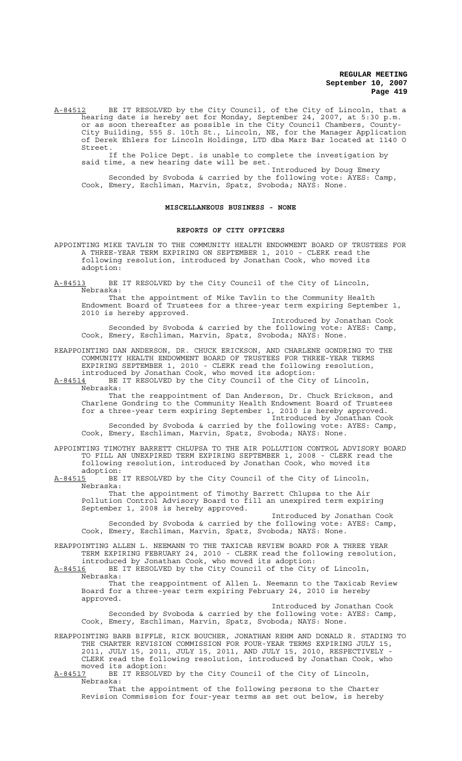A-84512 BE IT RESOLVED by the City Council, of the City of Lincoln, that a hearing date is hereby set for Monday, September 24, 2007, at 5:30 p.m. or as soon thereafter as possible in the City Council Chambers, County-City Building, 555 S. 10th St., Lincoln, NE, for the Manager Application of Derek Ehlers for Lincoln Holdings, LTD dba Marz Bar located at 1140 O Street.

If the Police Dept. is unable to complete the investigation by said time, a new hearing date will be set.

Introduced by Doug Emery

Seconded by Svoboda & carried by the following vote: AYES: Camp, Cook, Emery, Eschliman, Marvin, Spatz, Svoboda; NAYS: None.

## MISCELLANEOUS BUSINESS - NONE

## REPORTS OF CITY OFFICERS

APPOINTING MIKE TAVLIN TO THE COMMUNITY HEALTH ENDOWMENT BOARD OF TRUSTEES FOR A THREE-YEAR TERM EXPIRING ON SEPTEMBER 1, 2010 - CLERK read the following resolution, introduced by Jonathan Cook, who moved its adoption:

A-84513 BE IT RESOLVED by the City Council of the City of Lincoln, Nebraska:

That the appointment of Mike Tavlin to the Community Health Endowment Board of Trustees for a three-year term expiring September 1, 2010 is hereby approved.

Introduced by Jonathan Cook

Seconded by Svoboda & carried by the following vote: AYES: Camp, Cook, Emery, Eschliman, Marvin, Spatz, Svoboda; NAYS: None.

REAPPOINTING DAN ANDERSON, DR. CHUCK ERICKSON, AND CHARLENE GONDRING TO THE COMMUNITY HEALTH ENDOWMENT BOARD OF TRUSTEES FOR THREE-YEAR TERMS EXPIRING SEPTEMBER 1, 2010 - CLERK read the following resolution, introduced by Jonathan Cook, who moved its adoption:

A-84514 BE IT RESOLVED by the City Council of the City of Lincoln, Nebraska:

That the reappointment of Dan Anderson, Dr. Chuck Erickson, and Charlene Gondring to the Community Health Endowment Board of Trustees for a three-year term expiring September 1, 2010 is hereby approved.

Introduced by Jonathan Cook

Seconded by Svoboda & carried by the following vote: AYES: Camp, Cook, Emery, Eschliman, Marvin, Spatz, Svoboda; NAYS: None.

APPOINTING TIMOTHY BARRETT CHLUPSA TO THE AIR POLLUTION CONTROL ADVISORY BOARD TO FILL AN UNEXPIRED TERM EXPIRING SEPTEMBER 1, 2008 - CLERK read the following resolution, introduced by Jonathan Cook, who moved its adoption:

A-84515 BE IT RESOLVED by the City Council of the City of Lincoln, Nebraska:

That the appointment of Timothy Barrett Chlupsa to the Air Pollution Control Advisory Board to fill an unexpired term expiring September 1, 2008 is hereby approved.

Introduced by Jonathan Cook

Seconded by Svoboda & carried by the following vote: AYES: Camp, Cook, Emery, Eschliman, Marvin, Spatz, Svoboda; NAYS: None.

REAPPOINTING ALLEN L. NEEMANN TO THE TAXICAB REVIEW BOARD FOR A THREE YEAR TERM EXPIRING FEBRUARY 24, 2010 - CLERK read the following resolution, introduced by Jonathan Cook, who moved its adoption:

A-84516 BE IT RESOLVED by the City Council of the City of Lincoln, Nebraska:

That the reappointment of Allen L. Neemann to the Taxicab Review Board for a three-year term expiring February 24, 2010 is hereby approved.

Introduced by Jonathan Cook

Seconded by Svoboda & carried by the following vote: AYES: Camp, Cook, Emery, Eschliman, Marvin, Spatz, Svoboda; NAYS: None.

REAPPOINTING BARB BIFFLE, RICK BOUCHER, JONATHAN REHM AND DONALD R. STADING TO THE CHARTER REVISION COMMISSION FOR FOUR-YEAR TERMS EXPIRING JULY 15, 2011, JULY 15, 2011, JULY 15, 2011, AND JULY 15, 2010, RESPECTIVELY - CLERK read the following resolution, introduced by Jonathan Cook, who moved its adoption:

A-84517 BE IT RESOLVED by the City Council of the City of Lincoln, Nebraska:

That the appointment of the following persons to the Charter Revision Commission for four-year terms as set out below, is hereby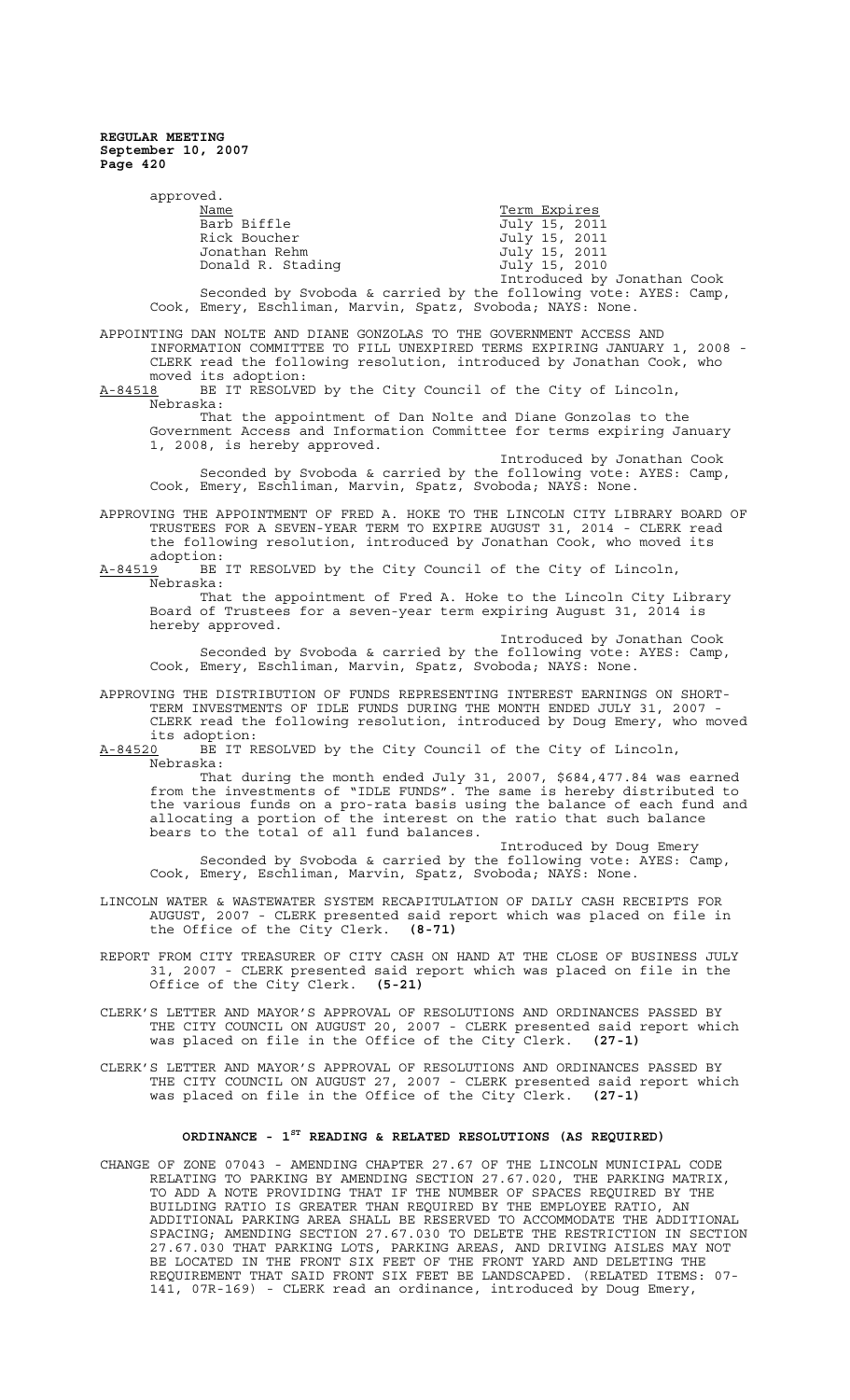approved.

| Name | Term Expires |
|---|---|
| Barb Biffle | July 15, 2011 |
| Rick Boucher | July 15, 2011 |
| Jonathan Rehm | July 15, 2011 |
| Donald R. Stading | July 15, 2010 |

Introduced by Jonathan Cook

Seconded by Svoboda & carried by the following vote: AYES: Camp, Cook, Emery, Eschliman, Marvin, Spatz, Svoboda; NAYS: None.

APPOINTING DAN NOLTE AND DIANE GONZOLAS TO THE GOVERNMENT ACCESS AND INFORMATION COMMITTEE TO FILL UNEXPIRED TERMS EXPIRING JANUARY 1, 2008 - CLERK read the following resolution, introduced by Jonathan Cook, who moved its adoption:

A-84518 BE IT RESOLVED by the City Council of the City of Lincoln, Nebraska:

That the appointment of Dan Nolte and Diane Gonzolas to the Government Access and Information Committee for terms expiring January 1, 2008, is hereby approved.

Introduced by Jonathan Cook

Seconded by Svoboda & carried by the following vote: AYES: Camp, Cook, Emery, Eschliman, Marvin, Spatz, Svoboda; NAYS: None.

APPROVING THE APPOINTMENT OF FRED A. HOKE TO THE LINCOLN CITY LIBRARY BOARD OF TRUSTEES FOR A SEVEN-YEAR TERM TO EXPIRE AUGUST 31, 2014 - CLERK read the following resolution, introduced by Jonathan Cook, who moved its adoption:

A-84519 BE IT RESOLVED by the City Council of the City of Lincoln, Nebraska:

That the appointment of Fred A. Hoke to the Lincoln City Library Board of Trustees for a seven-year term expiring August 31, 2014 is hereby approved.

Introduced by Jonathan Cook

Seconded by Svoboda & carried by the following vote: AYES: Camp, Cook, Emery, Eschliman, Marvin, Spatz, Svoboda; NAYS: None.

APPROVING THE DISTRIBUTION OF FUNDS REPRESENTING INTEREST EARNINGS ON SHORT-TERM INVESTMENTS OF IDLE FUNDS DURING THE MONTH ENDED JULY 31, 2007 - CLERK read the following resolution, introduced by Doug Emery, who moved its adoption:

A-84520 BE IT RESOLVED by the City Council of the City of Lincoln, Nebraska:

That during the month ended July 31, 2007, $684,477.84 was earned from the investments of "IDLE FUNDS". The same is hereby distributed to the various funds on a pro-rata basis using the balance of each fund and allocating a portion of the interest on the ratio that such balance bears to the total of all fund balances.

Introduced by Doug Emery

Seconded by Svoboda & carried by the following vote: AYES: Camp, Cook, Emery, Eschliman, Marvin, Spatz, Svoboda; NAYS: None.

LINCOLN WATER & WASTEWATER SYSTEM RECAPITULATION OF DAILY CASH RECEIPTS FOR AUGUST, 2007 - CLERK presented said report which was placed on file in the Office of the City Clerk. **(8-71)**

REPORT FROM CITY TREASURER OF CITY CASH ON HAND AT THE CLOSE OF BUSINESS JULY 31, 2007 - CLERK presented said report which was placed on file in the Office of the City Clerk. **(5-21)**

CLERK'S LETTER AND MAYOR'S APPROVAL OF RESOLUTIONS AND ORDINANCES PASSED BY THE CITY COUNCIL ON AUGUST 20, 2007 - CLERK presented said report which was placed on file in the Office of the City Clerk. **(27-1)**

CLERK'S LETTER AND MAYOR'S APPROVAL OF RESOLUTIONS AND ORDINANCES PASSED BY THE CITY COUNCIL ON AUGUST 27, 2007 - CLERK presented said report which was placed on file in the Office of the City Clerk. **(27-1)**

## ORDINANCE - 1ST READING & RELATED RESOLUTIONS (AS REQUIRED)

CHANGE OF ZONE 07043 - AMENDING CHAPTER 27.67 OF THE LINCOLN MUNICIPAL CODE RELATING TO PARKING BY AMENDING SECTION 27.67.020, THE PARKING MATRIX, TO ADD A NOTE PROVIDING THAT IF THE NUMBER OF SPACES REQUIRED BY THE BUILDING RATIO IS GREATER THAN REQUIRED BY THE EMPLOYEE RATIO, AN ADDITIONAL PARKING AREA SHALL BE RESERVED TO ACCOMMODATE THE ADDITIONAL SPACING; AMENDING SECTION 27.67.030 TO DELETE THE RESTRICTION IN SECTION 27.67.030 THAT PARKING LOTS, PARKING AREAS, AND DRIVING AISLES MAY NOT BE LOCATED IN THE FRONT SIX FEET OF THE FRONT YARD AND DELETING THE REQUIREMENT THAT SAID FRONT SIX FEET BE LANDSCAPED. (RELATED ITEMS: 07-141, 07R-169) - CLERK read an ordinance, introduced by Doug Emery,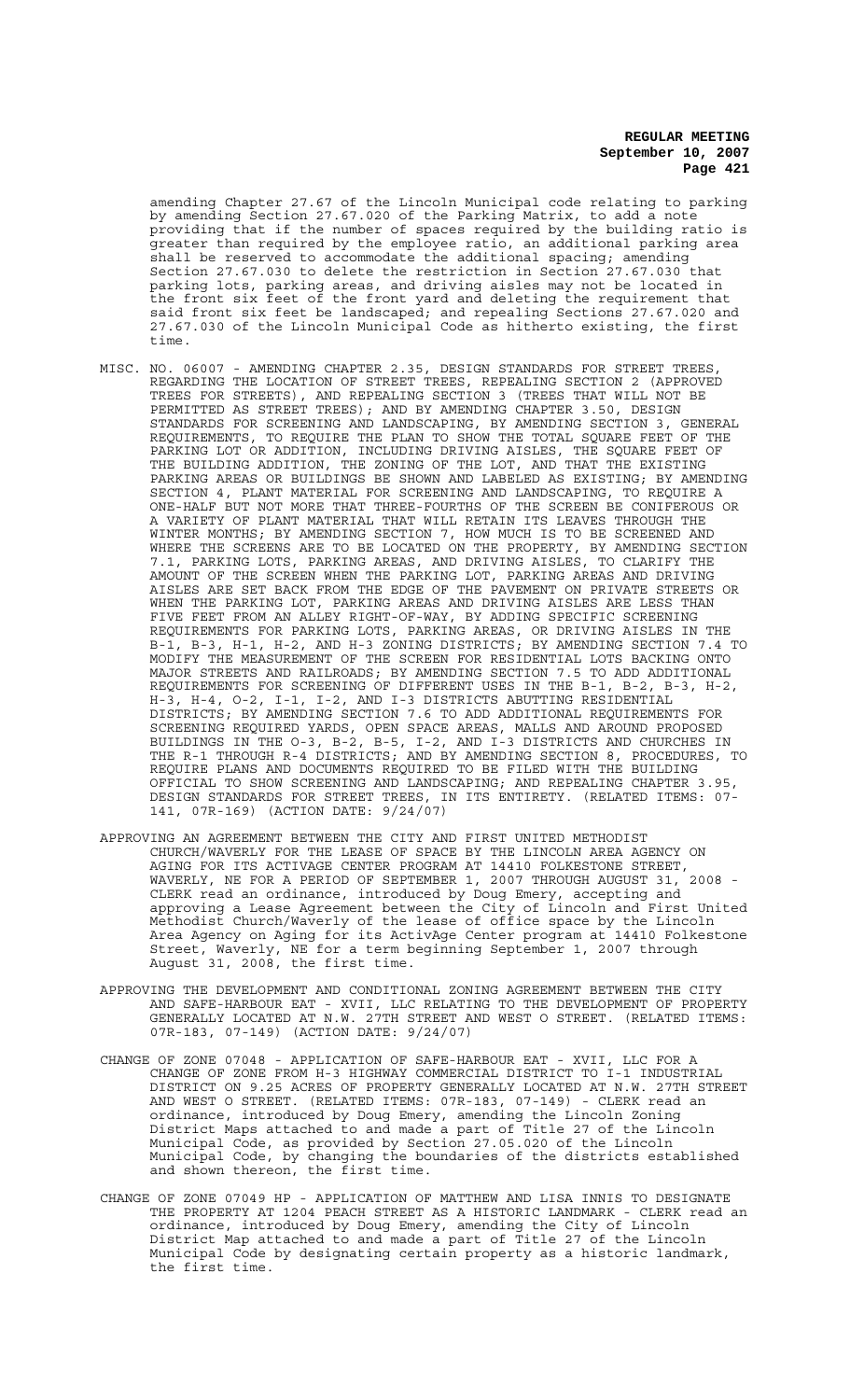amending Chapter 27.67 of the Lincoln Municipal code relating to parking by amending Section 27.67.020 of the Parking Matrix, to add a note providing that if the number of spaces required by the building ratio is greater than required by the employee ratio, an additional parking area shall be reserved to accommodate the additional spacing; amending Section 27.67.030 to delete the restriction in Section 27.67.030 that parking lots, parking areas, and driving aisles may not be located in the front six feet of the front yard and deleting the requirement that said front six feet be landscaped; and repealing Sections 27.67.020 and 27.67.030 of the Lincoln Municipal Code as hitherto existing, the first time.

MISC. NO. 06007 - AMENDING CHAPTER 2.35, DESIGN STANDARDS FOR STREET TREES, REGARDING THE LOCATION OF STREET TREES, REPEALING SECTION 2 (APPROVED TREES FOR STREETS), AND REPEALING SECTION 3 (TREES THAT WILL NOT BE PERMITTED AS STREET TREES); AND BY AMENDING CHAPTER 3.50, DESIGN STANDARDS FOR SCREENING AND LANDSCAPING, BY AMENDING SECTION 3, GENERAL REQUIREMENTS, TO REQUIRE THE PLAN TO SHOW THE TOTAL SQUARE FEET OF THE PARKING LOT OR ADDITION, INCLUDING DRIVING AISLES, THE SQUARE FEET OF THE BUILDING ADDITION, THE ZONING OF THE LOT, AND THAT THE EXISTING PARKING AREAS OR BUILDINGS BE SHOWN AND LABELED AS EXISTING; BY AMENDING SECTION 4, PLANT MATERIAL FOR SCREENING AND LANDSCAPING, TO REQUIRE A ONE-HALF BUT NOT MORE THAT THREE-FOURTHS OF THE SCREEN BE CONIFEROUS OR A VARIETY OF PLANT MATERIAL THAT WILL RETAIN ITS LEAVES THROUGH THE WINTER MONTHS; BY AMENDING SECTION 7, HOW MUCH IS TO BE SCREENED AND WHERE THE SCREENS ARE TO BE LOCATED ON THE PROPERTY, BY AMENDING SECTION 7.1, PARKING LOTS, PARKING AREAS, AND DRIVING AISLES, TO CLARIFY THE AMOUNT OF THE SCREEN WHEN THE PARKING LOT, PARKING AREAS AND DRIVING AISLES ARE SET BACK FROM THE EDGE OF THE PAVEMENT ON PRIVATE STREETS OR WHEN THE PARKING LOT, PARKING AREAS AND DRIVING AISLES ARE LESS THAN FIVE FEET FROM AN ALLEY RIGHT-OF-WAY, BY ADDING SPECIFIC SCREENING REQUIREMENTS FOR PARKING LOTS, PARKING AREAS, OR DRIVING AISLES IN THE B-1, B-3, H-1, H-2, AND H-3 ZONING DISTRICTS; BY AMENDING SECTION 7.4 TO MODIFY THE MEASUREMENT OF THE SCREEN FOR RESIDENTIAL LOTS BACKING ONTO MAJOR STREETS AND RAILROADS; BY AMENDING SECTION 7.5 TO ADD ADDITIONAL REQUIREMENTS FOR SCREENING OF DIFFERENT USES IN THE B-1, B-2, B-3, H-2, H-3, H-4, O-2, I-1, I-2, AND I-3 DISTRICTS ABUTTING RESIDENTIAL DISTRICTS; BY AMENDING SECTION 7.6 TO ADD ADDITIONAL REQUIREMENTS FOR SCREENING REQUIRED YARDS, OPEN SPACE AREAS, MALLS AND AROUND PROPOSED BUILDINGS IN THE O-3, B-2, B-5, I-2, AND I-3 DISTRICTS AND CHURCHES IN THE R-1 THROUGH R-4 DISTRICTS; AND BY AMENDING SECTION 8, PROCEDURES, TO REQUIRE PLANS AND DOCUMENTS REQUIRED TO BE FILED WITH THE BUILDING OFFICIAL TO SHOW SCREENING AND LANDSCAPING; AND REPEALING CHAPTER 3.95, DESIGN STANDARDS FOR STREET TREES, IN ITS ENTIRETY. (RELATED ITEMS: 07-141, 07R-169) (ACTION DATE: 9/24/07)

APPROVING AN AGREEMENT BETWEEN THE CITY AND FIRST UNITED METHODIST CHURCH/WAVERLY FOR THE LEASE OF SPACE BY THE LINCOLN AREA AGENCY ON AGING FOR ITS ACTIVAGE CENTER PROGRAM AT 14410 FOLKESTONE STREET, WAVERLY, NE FOR A PERIOD OF SEPTEMBER 1, 2007 THROUGH AUGUST 31, 2008 - CLERK read an ordinance, introduced by Doug Emery, accepting and approving a Lease Agreement between the City of Lincoln and First United Methodist Church/Waverly of the lease of office space by the Lincoln Area Agency on Aging for its ActivAge Center program at 14410 Folkestone Street, Waverly, NE for a term beginning September 1, 2007 through August 31, 2008, the first time.

APPROVING THE DEVELOPMENT AND CONDITIONAL ZONING AGREEMENT BETWEEN THE CITY AND SAFE-HARBOUR EAT - XVII, LLC RELATING TO THE DEVELOPMENT OF PROPERTY GENERALLY LOCATED AT N.W. 27TH STREET AND WEST O STREET. (RELATED ITEMS: 07R-183, 07-149) (ACTION DATE: 9/24/07)

CHANGE OF ZONE 07048 - APPLICATION OF SAFE-HARBOUR EAT - XVII, LLC FOR A CHANGE OF ZONE FROM H-3 HIGHWAY COMMERCIAL DISTRICT TO I-1 INDUSTRIAL DISTRICT ON 9.25 ACRES OF PROPERTY GENERALLY LOCATED AT N.W. 27TH STREET AND WEST O STREET. (RELATED ITEMS: 07R-183, 07-149) - CLERK read an ordinance, introduced by Doug Emery, amending the Lincoln Zoning District Maps attached to and made a part of Title 27 of the Lincoln Municipal Code, as provided by Section 27.05.020 of the Lincoln Municipal Code, by changing the boundaries of the districts established and shown thereon, the first time.

CHANGE OF ZONE 07049 HP - APPLICATION OF MATTHEW AND LISA INNIS TO DESIGNATE THE PROPERTY AT 1204 PEACH STREET AS A HISTORIC LANDMARK - CLERK read an ordinance, introduced by Doug Emery, amending the City of Lincoln District Map attached to and made a part of Title 27 of the Lincoln Municipal Code by designating certain property as a historic landmark, the first time.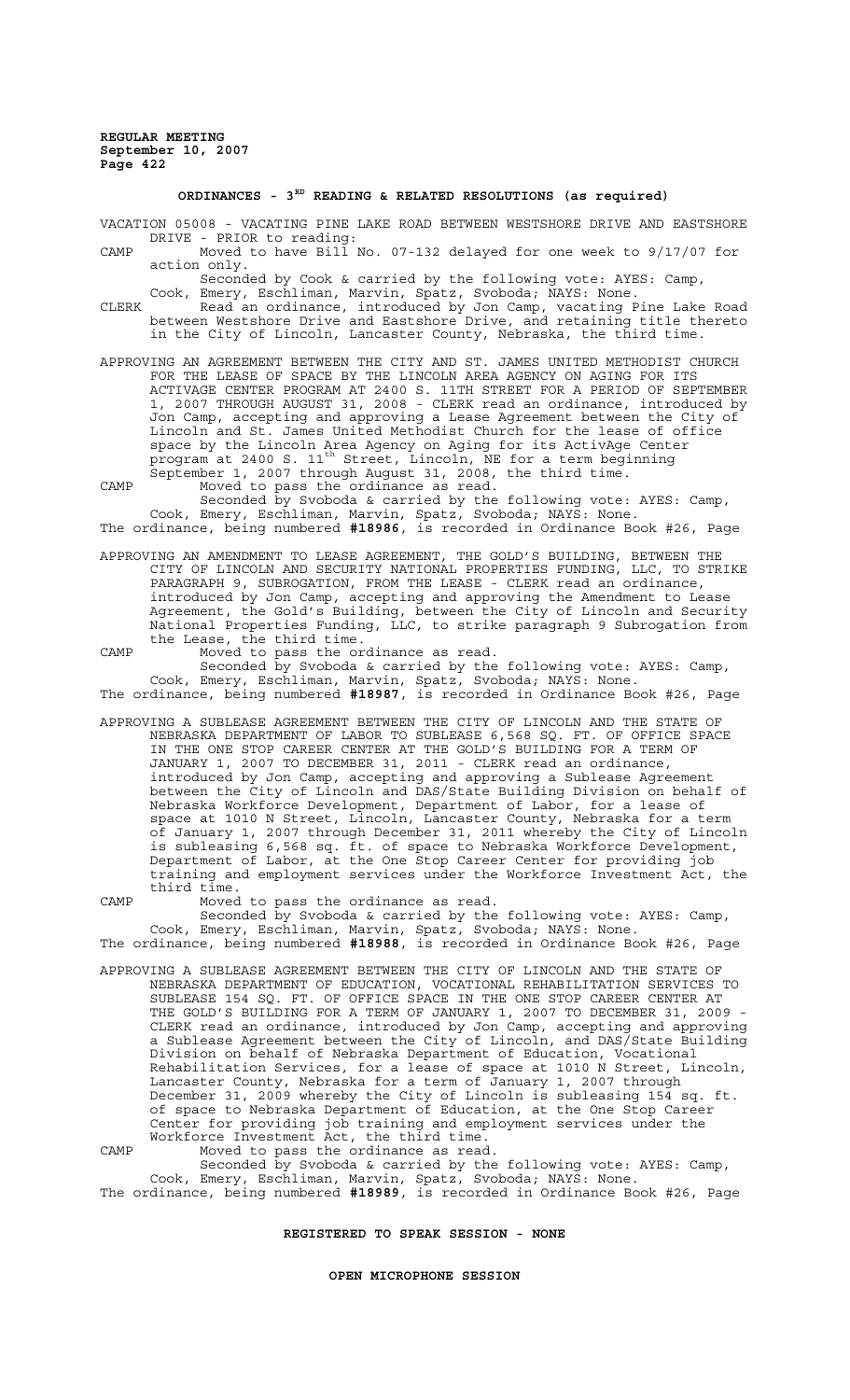## ORDINANCES - 3[RD] READING & RELATED RESOLUTIONS (as required)

VACATION 05008 - VACATING PINE LAKE ROAD BETWEEN WESTSHORE DRIVE AND EASTSHORE DRIVE - PRIOR to reading:

CAMP Moved to have Bill No. 07-132 delayed for one week to 9/17/07 for action only.

Seconded by Cook & carried by the following vote: AYES: Camp, Cook, Emery, Eschliman, Marvin, Spatz, Svoboda; NAYS: None.

CLERK Read an ordinance, introduced by Jon Camp, vacating Pine Lake Road between Westshore Drive and Eastshore Drive, and retaining title thereto in the City of Lincoln, Lancaster County, Nebraska, the third time.

APPROVING AN AGREEMENT BETWEEN THE CITY AND ST. JAMES UNITED METHODIST CHURCH FOR THE LEASE OF SPACE BY THE LINCOLN AREA AGENCY ON AGING FOR ITS ACTIVAGE CENTER PROGRAM AT 2400 S. 11TH STREET FOR A PERIOD OF SEPTEMBER 1, 2007 THROUGH AUGUST 31, 2008 - CLERK read an ordinance, introduced by Jon Camp, accepting and approving a Lease Agreement between the City of Lincoln and St. James United Methodist Church for the lease of office space by the Lincoln Area Agency on Aging for its ActivAge Center program at 2400 S. 11[th] Street, Lincoln, NE for a term beginning September 1, 2007 through August 31, 2008, the third time.

CAMP Moved to pass the ordinance as read.

Seconded by Svoboda & carried by the following vote: AYES: Camp, Cook, Emery, Eschliman, Marvin, Spatz, Svoboda; NAYS: None.

The ordinance, being numbered **#18986**, is recorded in Ordinance Book #26, Page

APPROVING AN AMENDMENT TO LEASE AGREEMENT, THE GOLD'S BUILDING, BETWEEN THE CITY OF LINCOLN AND SECURITY NATIONAL PROPERTIES FUNDING, LLC, TO STRIKE PARAGRAPH 9, SUBROGATION, FROM THE LEASE - CLERK read an ordinance, introduced by Jon Camp, accepting and approving the Amendment to Lease Agreement, the Gold's Building, between the City of Lincoln and Security National Properties Funding, LLC, to strike paragraph 9 Subrogation from the Lease, the third time.

CAMP Moved to pass the ordinance as read.

Seconded by Svoboda & carried by the following vote: AYES: Camp, Cook, Emery, Eschliman, Marvin, Spatz, Svoboda; NAYS: None.

The ordinance, being numbered **#18987**, is recorded in Ordinance Book #26, Page

APPROVING A SUBLEASE AGREEMENT BETWEEN THE CITY OF LINCOLN AND THE STATE OF NEBRASKA DEPARTMENT OF LABOR TO SUBLEASE 6,568 SQ. FT. OF OFFICE SPACE IN THE ONE STOP CAREER CENTER AT THE GOLD'S BUILDING FOR A TERM OF JANUARY 1, 2007 TO DECEMBER 31, 2011 - CLERK read an ordinance, introduced by Jon Camp, accepting and approving a Sublease Agreement between the City of Lincoln and DAS/State Building Division on behalf of Nebraska Workforce Development, Department of Labor, for a lease of space at 1010 N Street, Lincoln, Lancaster County, Nebraska for a term of January 1, 2007 through December 31, 2011 whereby the City of Lincoln is subleasing 6,568 sq. ft. of space to Nebraska Workforce Development, Department of Labor, at the One Stop Career Center for providing job training and employment services under the Workforce Investment Act, the third time.

CAMP Moved to pass the ordinance as read.

Seconded by Svoboda & carried by the following vote: AYES: Camp, Cook, Emery, Eschliman, Marvin, Spatz, Svoboda; NAYS: None.

The ordinance, being numbered **#18988**, is recorded in Ordinance Book #26, Page

APPROVING A SUBLEASE AGREEMENT BETWEEN THE CITY OF LINCOLN AND THE STATE OF NEBRASKA DEPARTMENT OF EDUCATION, VOCATIONAL REHABILITATION SERVICES TO SUBLEASE 154 SQ. FT. OF OFFICE SPACE IN THE ONE STOP CAREER CENTER AT THE GOLD'S BUILDING FOR A TERM OF JANUARY 1, 2007 TO DECEMBER 31, 2009 - CLERK read an ordinance, introduced by Jon Camp, accepting and approving a Sublease Agreement between the City of Lincoln, and DAS/State Building Division on behalf of Nebraska Department of Education, Vocational Rehabilitation Services, for a lease of space at 1010 N Street, Lincoln, Lancaster County, Nebraska for a term of January 1, 2007 through December 31, 2009 whereby the City of Lincoln is subleasing 154 sq. ft. of space to Nebraska Department of Education, at the One Stop Career Center for providing job training and employment services under the Workforce Investment Act, the third time.

CAMP Moved to pass the ordinance as read.

Seconded by Svoboda & carried by the following vote: AYES: Camp, Cook, Emery, Eschliman, Marvin, Spatz, Svoboda; NAYS: None.

The ordinance, being numbered **#18989**, is recorded in Ordinance Book #26, Page

## REGISTERED TO SPEAK SESSION - NONE

## OPEN MICROPHONE SESSION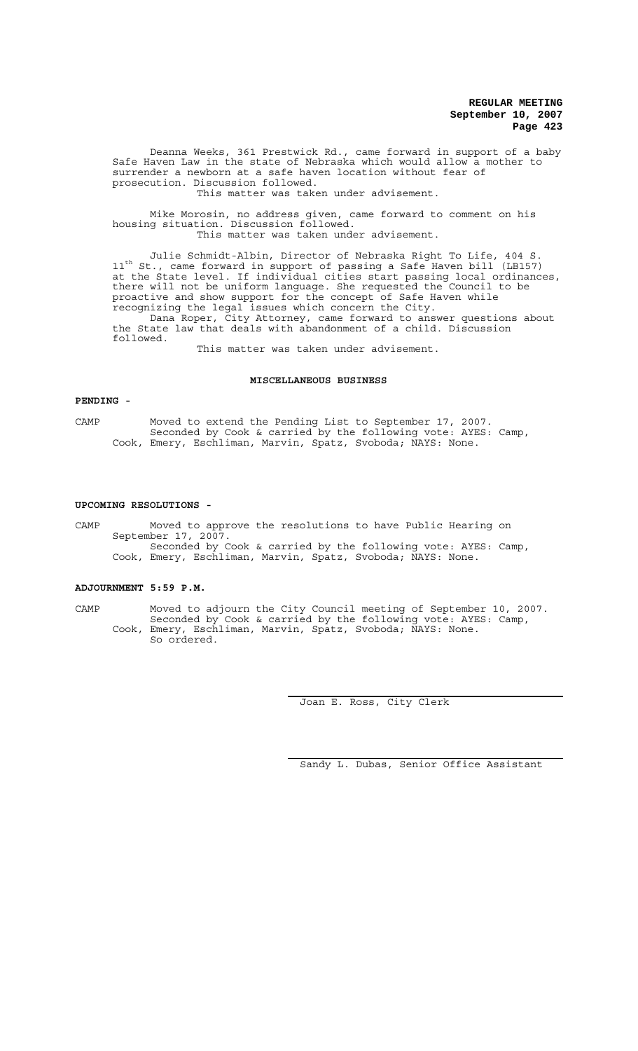Deanna Weeks, 361 Prestwick Rd., came forward in support of a baby Safe Haven Law in the state of Nebraska which would allow a mother to surrender a newborn at a safe haven location without fear of prosecution. Discussion followed.

This matter was taken under advisement.

Mike Morosin, no address given, came forward to comment on his housing situation. Discussion followed.

This matter was taken under advisement.

Julie Schmidt-Albin, Director of Nebraska Right To Life, 404 S. 11th St., came forward in support of passing a Safe Haven bill (LB157) at the State level. If individual cities start passing local ordinances, there will not be uniform language. She requested the Council to be proactive and show support for the concept of Safe Haven while recognizing the legal issues which concern the City.

Dana Roper, City Attorney, came forward to answer questions about the State law that deals with abandonment of a child. Discussion followed.

This matter was taken under advisement.

## MISCELLANEOUS BUSINESS

**PENDING -**

CAMP Moved to extend the Pending List to September 17, 2007.
Seconded by Cook & carried by the following vote: AYES: Camp, Cook, Emery, Eschliman, Marvin, Spatz, Svoboda; NAYS: None.

**UPCOMING RESOLUTIONS -**

CAMP Moved to approve the resolutions to have Public Hearing on September 17, 2007.
Seconded by Cook & carried by the following vote: AYES: Camp, Cook, Emery, Eschliman, Marvin, Spatz, Svoboda; NAYS: None.

**ADJOURNMENT 5:59 P.M.**

CAMP Moved to adjourn the City Council meeting of September 10, 2007.
Seconded by Cook & carried by the following vote: AYES: Camp, Cook, Emery, Eschliman, Marvin, Spatz, Svoboda; NAYS: None.
So ordered.

Joan E. Ross, City Clerk

Sandy L. Dubas, Senior Office Assistant